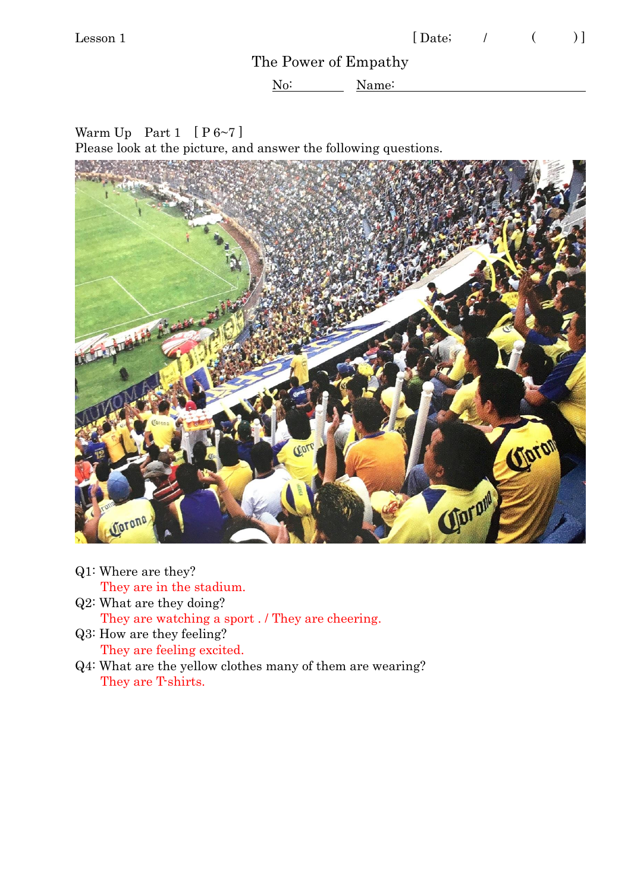Lesson 1 [ Date; / ( ) ]

# The Power of Empathy

No: Name:

Warm Up Part 1 [ P 6~7 ]

Please look at the picture, and answer the following questions.

Q1: Where are they?

They are in the stadium.

Q2: What are they doing?

They are watching a sport . / They are cheering.

Q3: How are they feeling?

They are feeling excited.

Q4: What are the yellow clothes many of them are wearing?

They are T-shirts.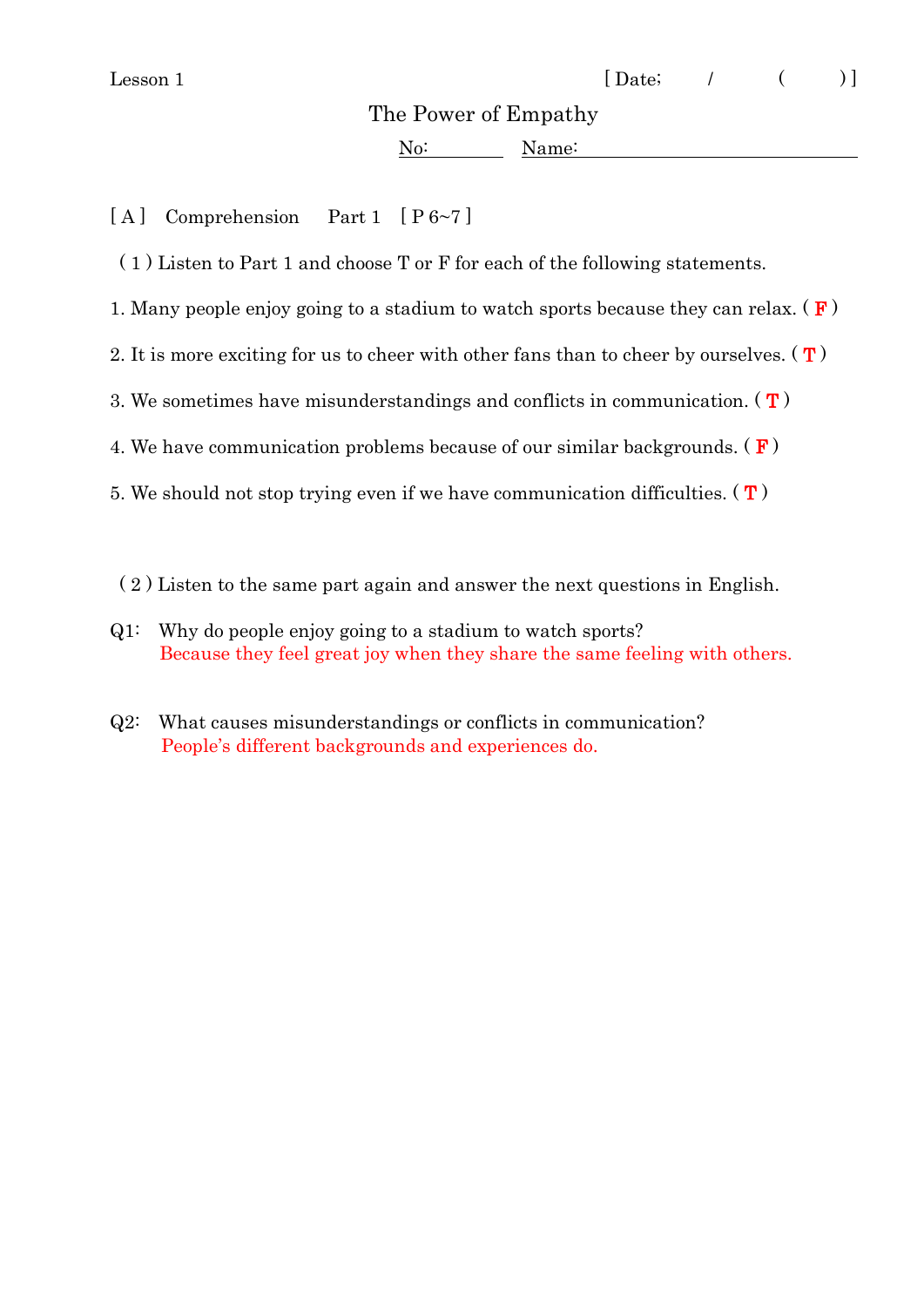Lesson 1 [ Date; / ( ) ]

# The Power of Empathy

No: Name:

[ A ] Comprehension Part 1 [ P 6~7 ]

( 1 ) Listen to Part 1 and choose T or F for each of the following statements.

1. Many people enjoy going to a stadium to watch sports because they can relax. ( **F** )

2. It is more exciting for us to cheer with other fans than to cheer by ourselves. ( **T** )

3. We sometimes have misunderstandings and conflicts in communication. ( **T** )

4. We have communication problems because of our similar backgrounds. ( **F** )

5. We should not stop trying even if we have communication difficulties. ( **T** )

( 2 ) Listen to the same part again and answer the next questions in English.

Q1: Why do people enjoy going to a stadium to watch sports?
Because they feel great joy when they share the same feeling with others.

Q2: What causes misunderstandings or conflicts in communication?
People's different backgrounds and experiences do.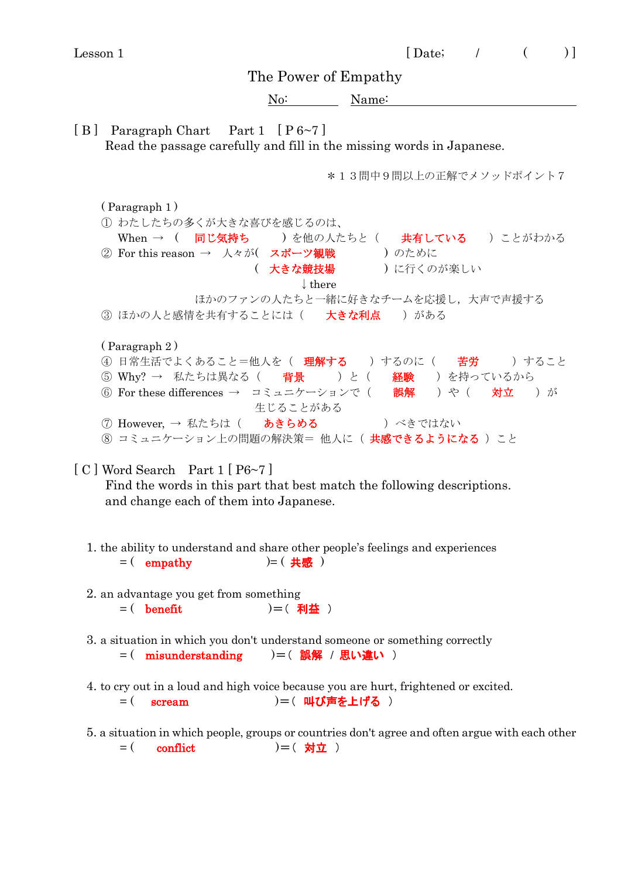Lesson 1　　　　　　　　　　　　　　　　　　　　　[ Date;　　/　　(　　) ]

# The Power of Empathy

No:　　　　Name:

## [ B ]　Paragraph Chart　Part 1　[ P 6~7 ]

Read the passage carefully and fill in the missing words in Japanese.

＊１３問中９問以上の正解でメソッドポイント７

( Paragraph 1 )

① わたしたちの多くが大きな喜びを感じるのは、
　When →　(　同じ気持ち　) を他の人たちと (　共有している　) ことがわかる

② For this reason →　人々が(　スポーツ観戦　) のために
　(　大きな競技場　) に行くのが楽しい
　↓there
　ほかのファンの人たちと一緒に好きなチームを応援し，大声で声援する

③ ほかの人と感情を共有することには (　大きな利点　) がある

( Paragraph 2 )

④ 日常生活でよくあること＝他人を (　理解する　) するのに (　苦労　) すること

⑤ Why? →　私たちは異なる (　背景　) と (　経験　) を持っているから

⑥ For these differences →　コミュニケーションで (　誤解　) や (　対立　) が生じることがある

⑦ However, → 私たちは (　あきらめる　) べきではない

⑧ コミュニケーション上の問題の解決策＝ 他人に (　共感できるようになる ) こと

## [ C ] Word Search　Part 1 [ P6~7 ]

Find the words in this part that best match the following descriptions.
and change each of them into Japanese.

1. the ability to understand and share other people's feelings and experiences
　＝(　empathy　)＝(　共感　)

2. an advantage you get from something
　＝(　benefit　)＝(　利益　)

3. a situation in which you don't understand someone or something correctly
　＝(　misunderstanding　)＝(　誤解 / 思い違い　)

4. to cry out in a loud and high voice because you are hurt, frightened or excited.
　＝(　scream　)＝(　叫び声を上げる　)

5. a situation in which people, groups or countries don't agree and often argue with each other
　＝(　conflict　)＝(　対立　)